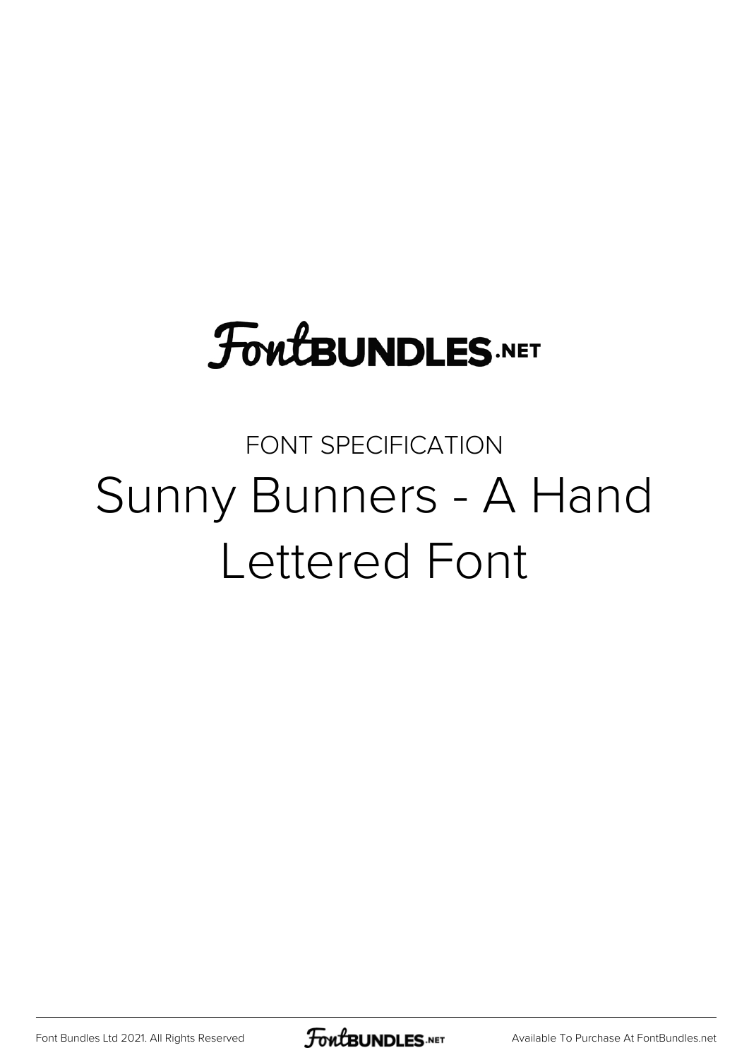FontBUNDLES.NET

FONT SPECIFICATION

# Sunny Bunners - A Hand Lettered Font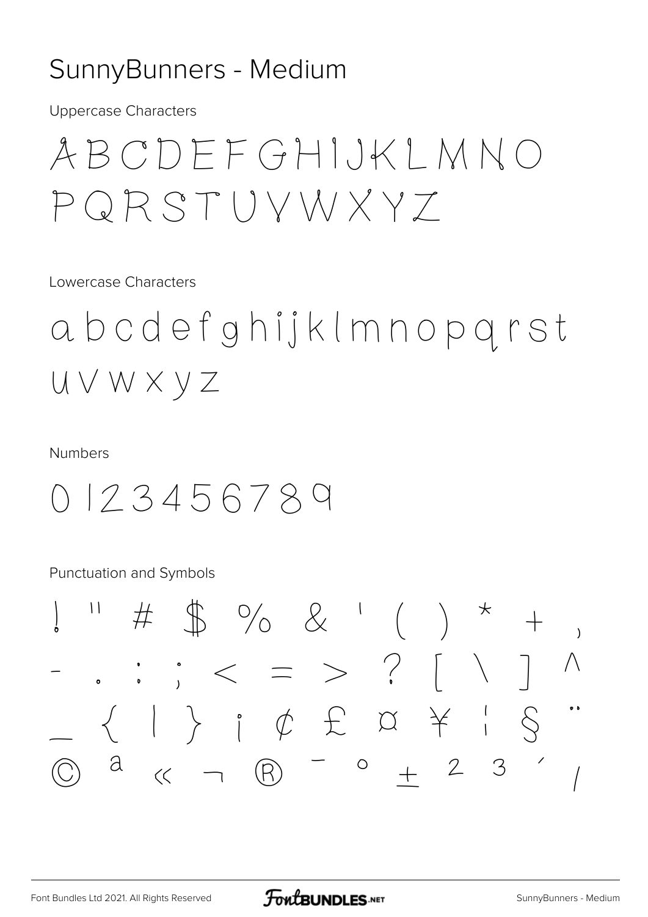# SunnyBunners - Medium

Uppercase Characters

ABCDEFGHIJKLMNO
PQRSTUVWXYZ

Lowercase Characters

abcdefghijklmnopqrst
uvwxyz

Numbers

0123456789

Punctuation and Symbols

! " # $ % & ' ( ) * + ,
- . : ; < = > ? [ \ ] ^
_ { | } ¡ ¢ £ ¤ ¥ ¦ § ¨
© ª « ¬ ® ¯ ° ± ² ³ ´ /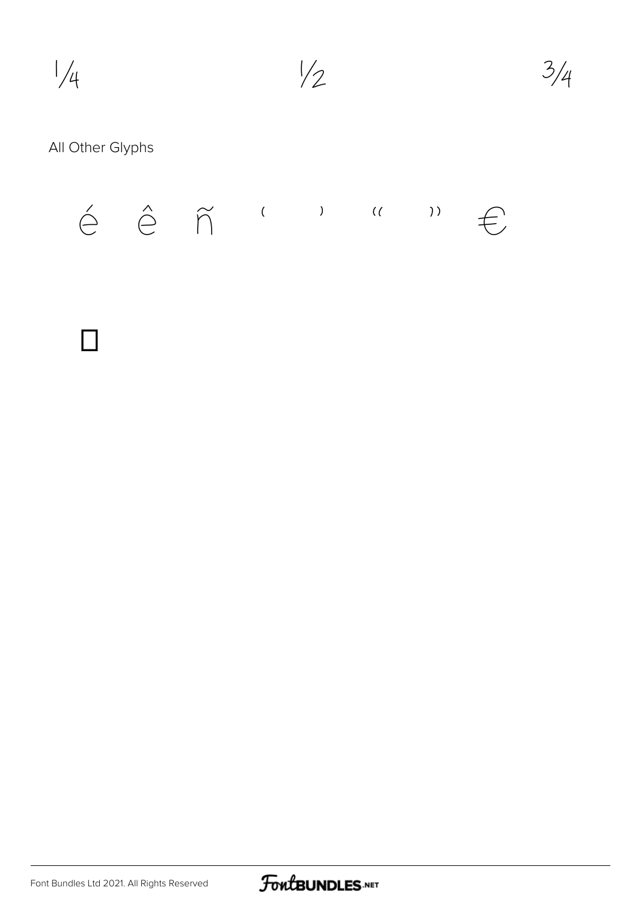¼ ½ ¾

All Other Glyphs

é ê ñ ' ' " " €

□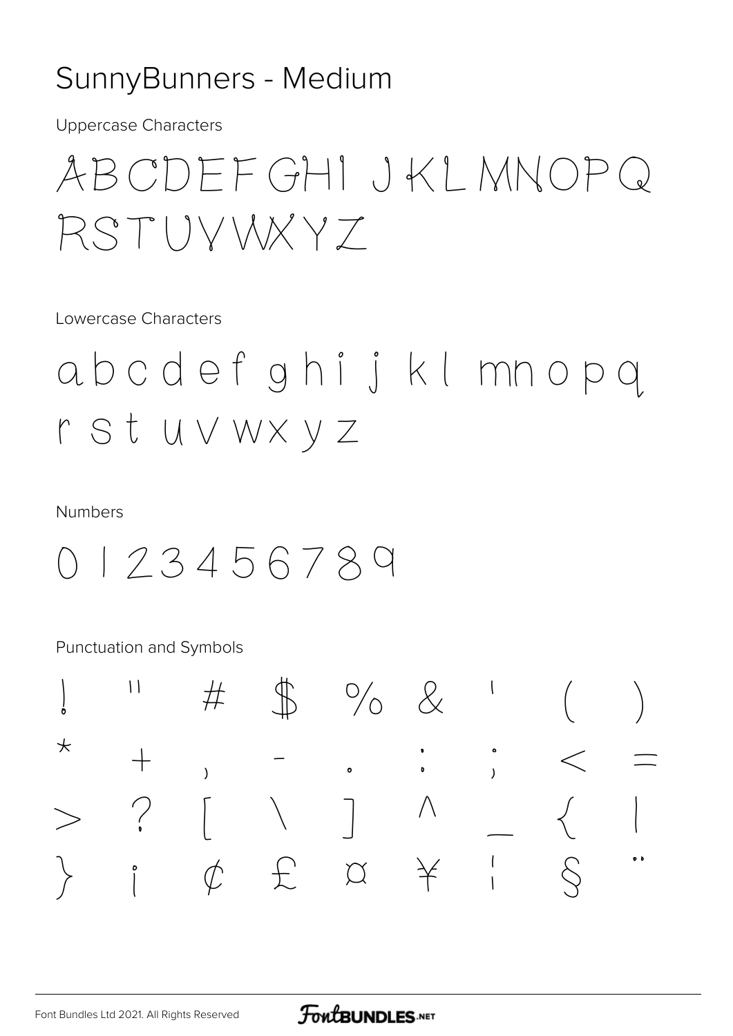# SunnyBunners - Medium

Uppercase Characters

ABCDEFGHIJKLMNOPQ
RSTUVWXYZ

Lowercase Characters

abcdefghijklmnopq
rstuvwxyz

Numbers

0123456789

Punctuation and Symbols

! " # $ % & ' ( )
* + , - . : ; < =
> ? [ \ ] ^ _ { |
} ¡ ¢ £ ¤ ¥ ¦ § ¨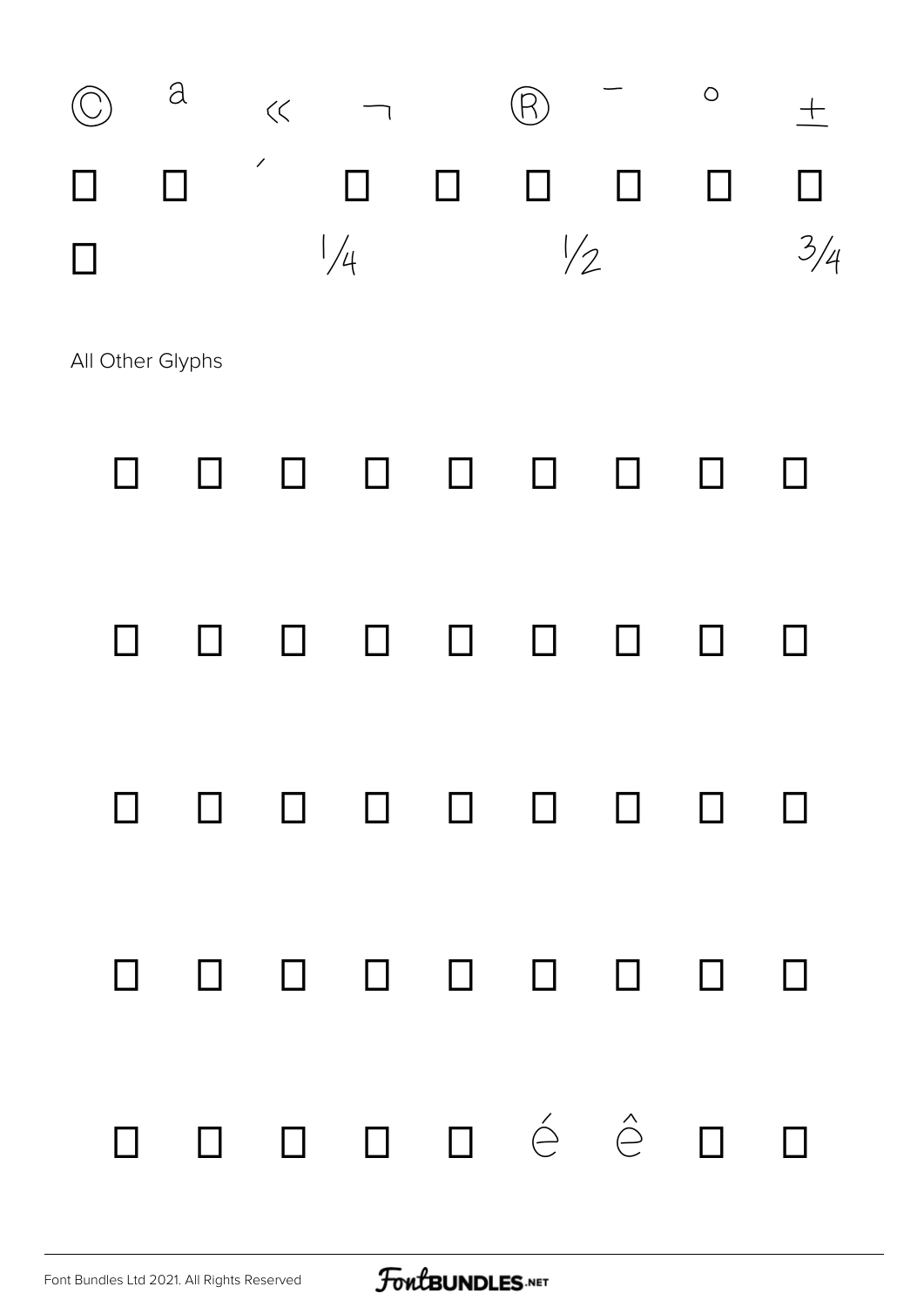© ª « ¬ ® ¯ ° ±

□ □ ´ □ □ □ □ □ □

□ ¼ ½ ¾

All Other Glyphs

□ □ □ □ □ □ □ □ □

□ □ □ □ □ □ □ □ □

□ □ □ □ □ □ □ □ □

□ □ □ □ □ □ □ □ □

□ □ □ □ □ é ê □ □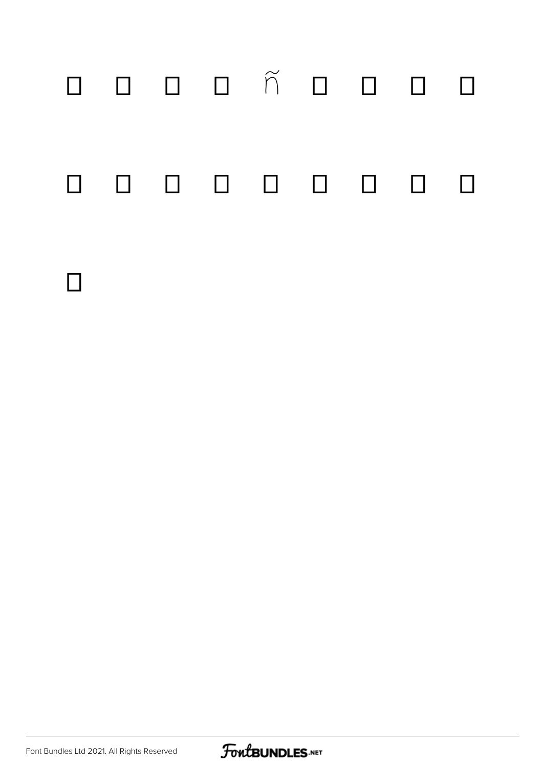□ □ □ □ ñ □ □ □ □

□ □ □ □ □ □ □ □ □

□